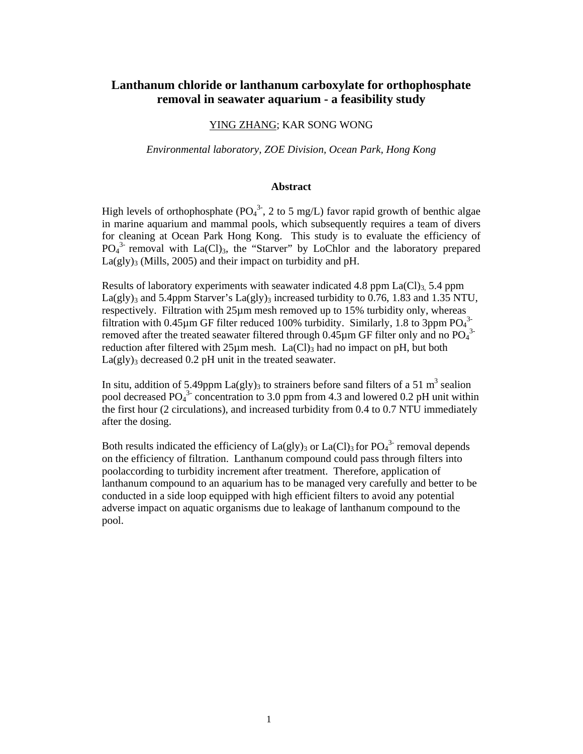# Lanthanum chloride or lanthanum carboxylate for orthophosphate removal in seawater aquarium - a feasibility study

YING ZHANG; KAR SONG WONG

*Environmental laboratory, ZOE Division, Ocean Park, Hong Kong*

## Abstract

High levels of orthophosphate ($PO_4^{3-}$, 2 to 5 mg/L) favor rapid growth of benthic algae in marine aquarium and mammal pools, which subsequently requires a team of divers for cleaning at Ocean Park Hong Kong. This study is to evaluate the efficiency of $PO_4^{3-}$ removal with $La(Cl)_3$, the "Starver" by LoChlor and the laboratory prepared $La(gly)_3$ (Mills, 2005) and their impact on turbidity and pH.

Results of laboratory experiments with seawater indicated 4.8 ppm $La(Cl)_3$, 5.4 ppm $La(gly)_3$ and 5.4ppm Starver's $La(gly)_3$ increased turbidity to 0.76, 1.83 and 1.35 NTU, respectively. Filtration with 25µm mesh removed up to 15% turbidity only, whereas filtration with 0.45µm GF filter reduced 100% turbidity. Similarly, 1.8 to 3ppm $PO_4^{3-}$ removed after the treated seawater filtered through 0.45µm GF filter only and no $PO_4^{3-}$ reduction after filtered with 25µm mesh. $La(Cl)_3$ had no impact on pH, but both $La(gly)_3$ decreased 0.2 pH unit in the treated seawater.

In situ, addition of 5.49ppm $La(gly)_3$ to strainers before sand filters of a 51 $m^3$ sealion pool decreased $PO_4^{3-}$ concentration to 3.0 ppm from 4.3 and lowered 0.2 pH unit within the first hour (2 circulations), and increased turbidity from 0.4 to 0.7 NTU immediately after the dosing.

Both results indicated the efficiency of $La(gly)_3$ or $La(Cl)_3$ for $PO_4^{3-}$ removal depends on the efficiency of filtration. Lanthanum compound could pass through filters into poolaccording to turbidity increment after treatment. Therefore, application of lanthanum compound to an aquarium has to be managed very carefully and better to be conducted in a side loop equipped with high efficient filters to avoid any potential adverse impact on aquatic organisms due to leakage of lanthanum compound to the pool.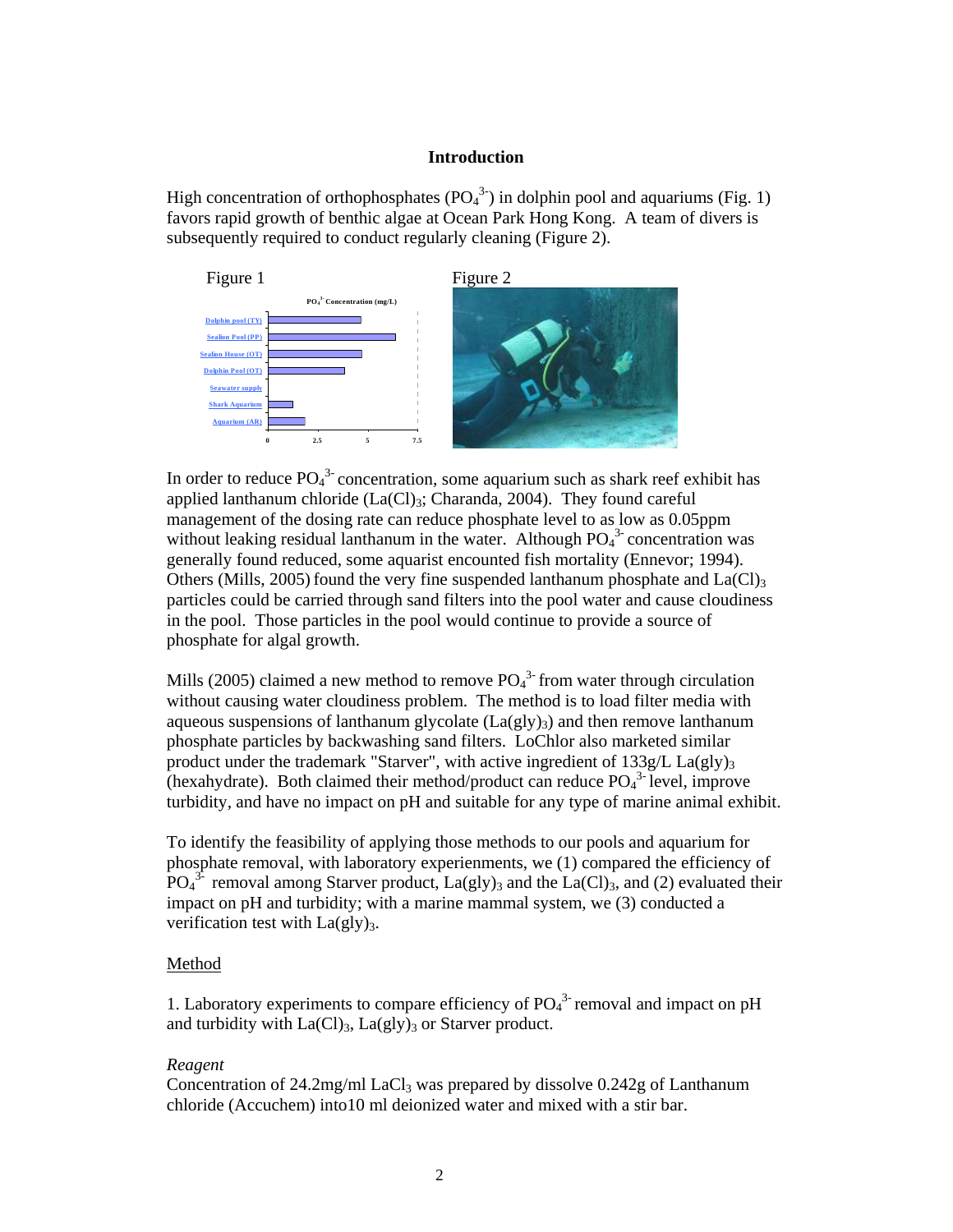## Introduction

High concentration of orthophosphates ($PO_4^{3-}$) in dolphin pool and aquariums (Fig. 1) favors rapid growth of benthic algae at Ocean Park Hong Kong. A team of divers is subsequently required to conduct regularly cleaning (Figure 2).

Figure 1

Figure 2

In order to reduce $PO_4^{3-}$ concentration, some aquarium such as shark reef exhibit has applied lanthanum chloride ($La(Cl)_3$; Charanda, 2004). They found careful management of the dosing rate can reduce phosphate level to as low as 0.05ppm without leaking residual lanthanum in the water. Although $PO_4^{3-}$ concentration was generally found reduced, some aquarist encounted fish mortality (Ennevor; 1994). Others (Mills, 2005) found the very fine suspended lanthanum phosphate and $La(Cl)_3$ particles could be carried through sand filters into the pool water and cause cloudiness in the pool. Those particles in the pool would continue to provide a source of phosphate for algal growth.

Mills (2005) claimed a new method to remove $PO_4^{3-}$ from water through circulation without causing water cloudiness problem. The method is to load filter media with aqueous suspensions of lanthanum glycolate ($La(gly)_3$) and then remove lanthanum phosphate particles by backwashing sand filters. LoChlor also marketed similar product under the trademark "Starver", with active ingredient of 133g/L $La(gly)_3$ (hexahydrate). Both claimed their method/product can reduce $PO_4^{3-}$ level, improve turbidity, and have no impact on pH and suitable for any type of marine animal exhibit.

To identify the feasibility of applying those methods to our pools and aquarium for phosphate removal, with laboratory experienments, we (1) compared the efficiency of $PO_4^{3-}$ removal among Starver product, $La(gly)_3$ and the $La(Cl)_3$, and (2) evaluated their impact on pH and turbidity; with a marine mammal system, we (3) conducted a verification test with $La(gly)_3$.

## Method

1. Laboratory experiments to compare efficiency of $PO_4^{3-}$ removal and impact on pH and turbidity with $La(Cl)_3$, $La(gly)_3$ or Starver product.

*Reagent*

Concentration of 24.2mg/ml $LaCl_3$ was prepared by dissolve 0.242g of Lanthanum chloride (Accuchem) into10 ml deionized water and mixed with a stir bar.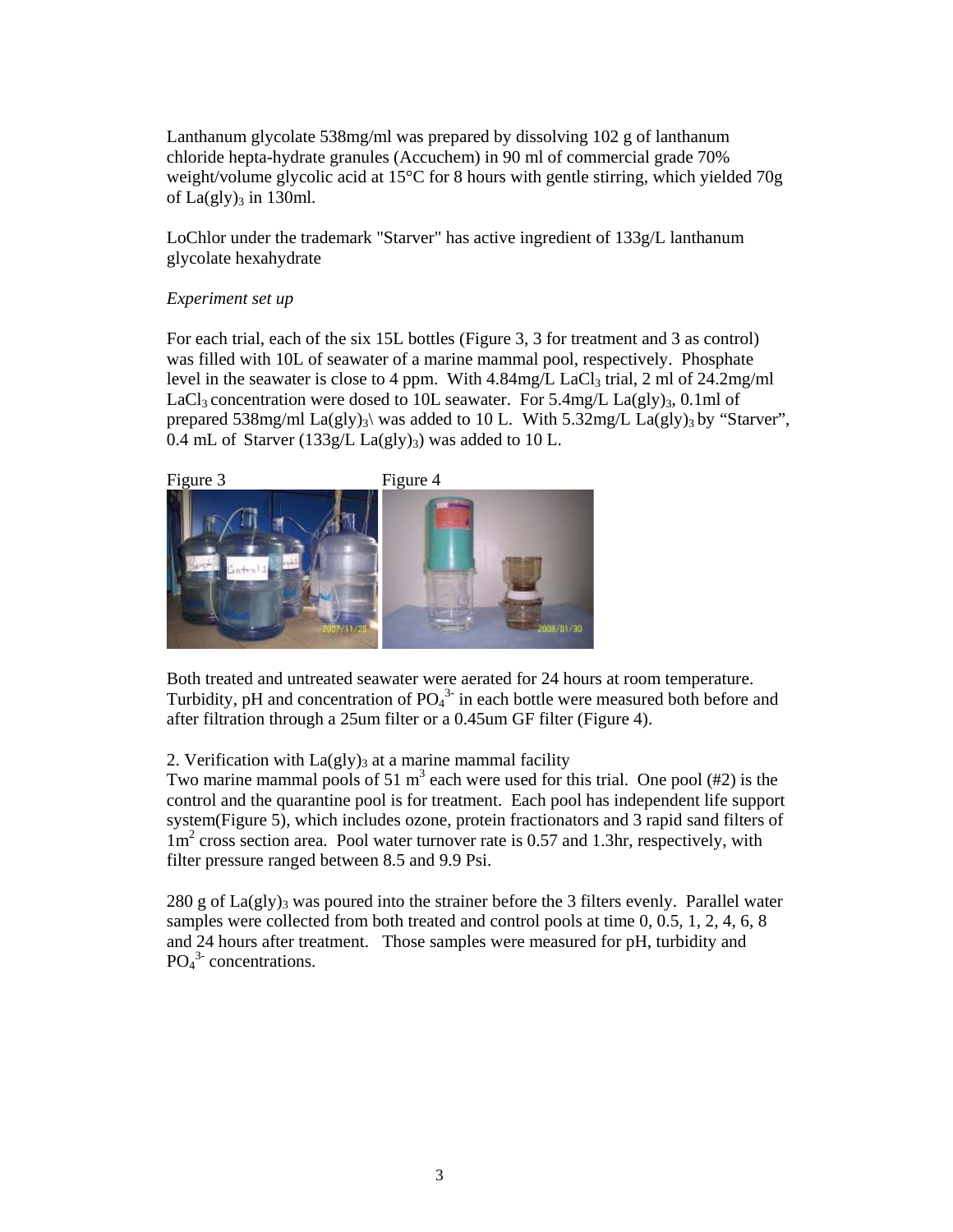Lanthanum glycolate 538mg/ml was prepared by dissolving 102 g of lanthanum chloride hepta-hydrate granules (Accuchem) in 90 ml of commercial grade 70% weight/volume glycolic acid at 15°C for 8 hours with gentle stirring, which yielded 70g of $La(gly)_3$ in 130ml.

LoChlor under the trademark "Starver" has active ingredient of 133g/L lanthanum glycolate hexahydrate

*Experiment set up*

For each trial, each of the six 15L bottles (Figure 3, 3 for treatment and 3 as control) was filled with 10L of seawater of a marine mammal pool, respectively. Phosphate level in the seawater is close to 4 ppm. With 4.84mg/L $LaCl_3$ trial, 2 ml of 24.2mg/ml $LaCl_3$ concentration were dosed to 10L seawater. For 5.4mg/L $La(gly)_3$, 0.1ml of prepared 538mg/ml $La(gly)_3$\ was added to 10 L. With 5.32mg/L $La(gly)_3$ by "Starver", 0.4 mL of Starver (133g/L $La(gly)_3$) was added to 10 L.

Figure 3

Figure 4

Both treated and untreated seawater were aerated for 24 hours at room temperature. Turbidity, pH and concentration of $PO_4^{3-}$ in each bottle were measured both before and after filtration through a 25um filter or a 0.45um GF filter (Figure 4).

2. Verification with $La(gly)_3$ at a marine mammal facility

Two marine mammal pools of 51 $m^3$ each were used for this trial. One pool (#2) is the control and the quarantine pool is for treatment. Each pool has independent life support system(Figure 5), which includes ozone, protein fractionators and 3 rapid sand filters of 1$m^2$ cross section area. Pool water turnover rate is 0.57 and 1.3hr, respectively, with filter pressure ranged between 8.5 and 9.9 Psi.

280 g of $La(gly)_3$ was poured into the strainer before the 3 filters evenly. Parallel water samples were collected from both treated and control pools at time 0, 0.5, 1, 2, 4, 6, 8 and 24 hours after treatment. Those samples were measured for pH, turbidity and $PO_4^{3-}$ concentrations.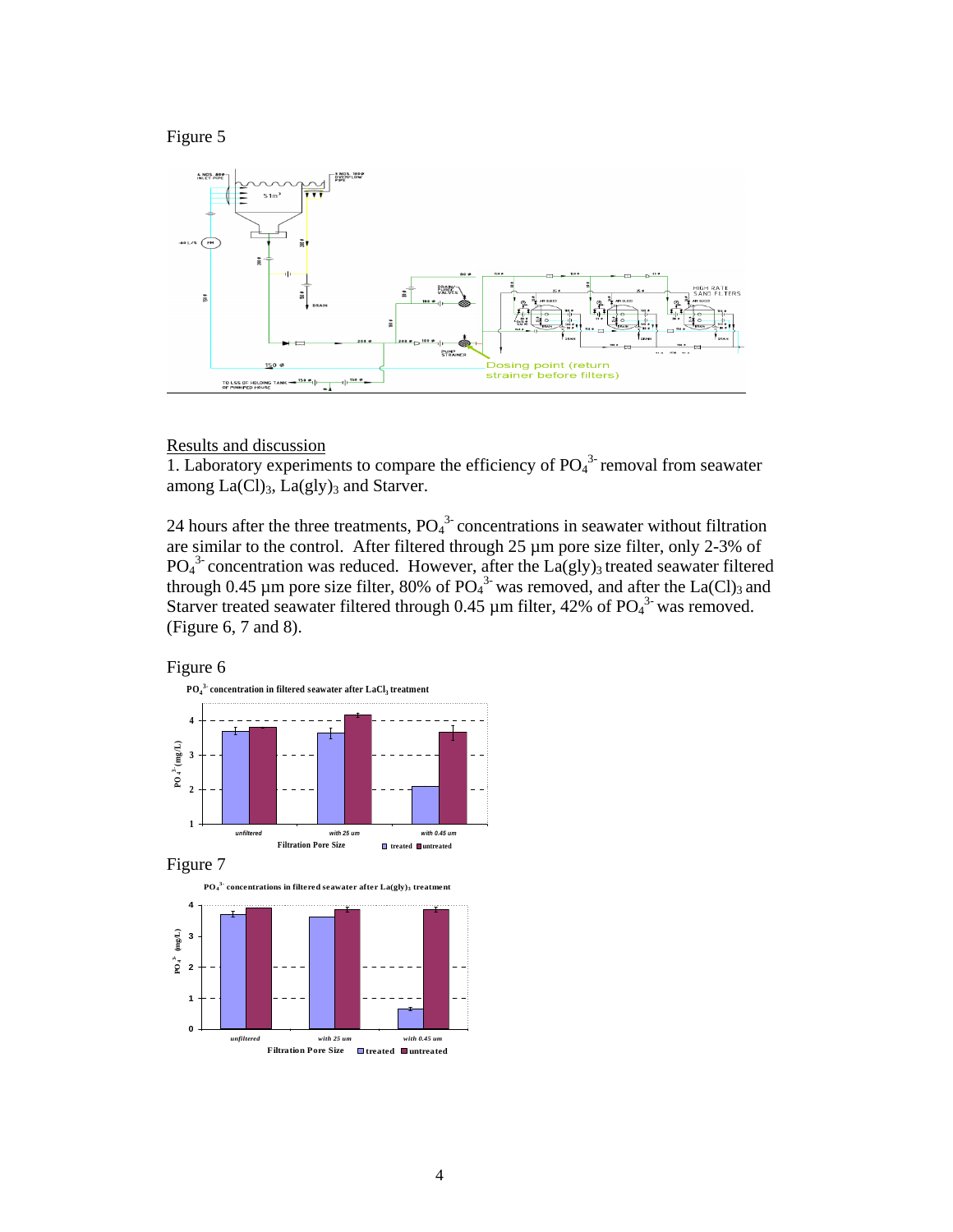Figure 5

Results and discussion

1. Laboratory experiments to compare the efficiency of $PO_4^{3-}$ removal from seawater among $La(Cl)_3$, $La(gly)_3$ and Starver.

24 hours after the three treatments, $PO_4^{3-}$ concentrations in seawater without filtration are similar to the control. After filtered through 25 µm pore size filter, only 2-3% of $PO_4^{3-}$ concentration was reduced. However, after the $La(gly)_3$ treated seawater filtered through 0.45 µm pore size filter, 80% of $PO_4^{3-}$ was removed, and after the $La(Cl)_3$ and Starver treated seawater filtered through 0.45 µm filter, 42% of $PO_4^{3-}$ was removed. (Figure 6, 7 and 8).

Figure 6

Figure 7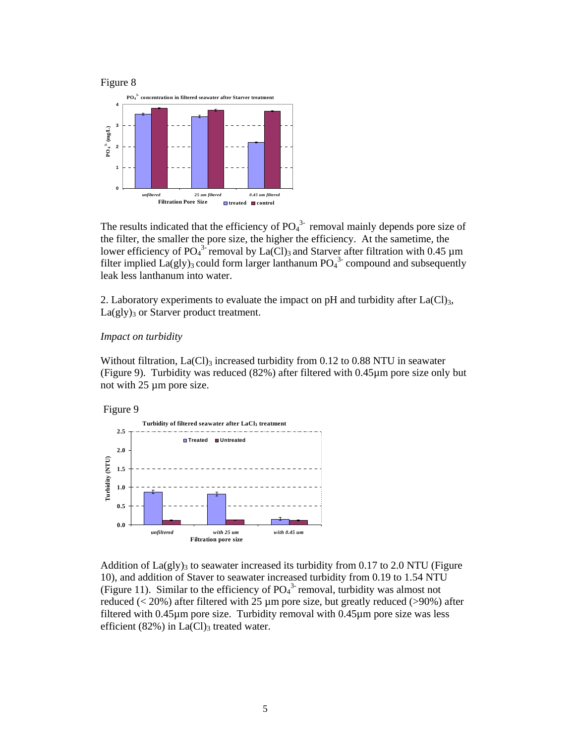Figure 8

The results indicated that the efficiency of $PO_4^{3-}$ removal mainly depends pore size of the filter, the smaller the pore size, the higher the efficiency. At the sametime, the lower efficiency of $PO_4^{3-}$ removal by $La(Cl)_3$ and Starver after filtration with 0.45 µm filter implied $La(gly)_3$ could form larger lanthanum $PO_4^{3-}$ compound and subsequently leak less lanthanum into water.

2. Laboratory experiments to evaluate the impact on pH and turbidity after $La(Cl)_3$, $La(gly)_3$ or Starver product treatment.

*Impact on turbidity*

Without filtration, $La(Cl)_3$ increased turbidity from 0.12 to 0.88 NTU in seawater (Figure 9). Turbidity was reduced (82%) after filtered with 0.45µm pore size only but not with 25 µm pore size.

Figure 9

Addition of $La(gly)_3$ to seawater increased its turbidity from 0.17 to 2.0 NTU (Figure 10), and addition of Staver to seawater increased turbidity from 0.19 to 1.54 NTU (Figure 11). Similar to the efficiency of $PO_4^{3-}$ removal, turbidity was almost not reduced (< 20%) after filtered with 25 µm pore size, but greatly reduced (>90%) after filtered with 0.45µm pore size. Turbidity removal with 0.45µm pore size was less efficient (82%) in $La(Cl)_3$ treated water.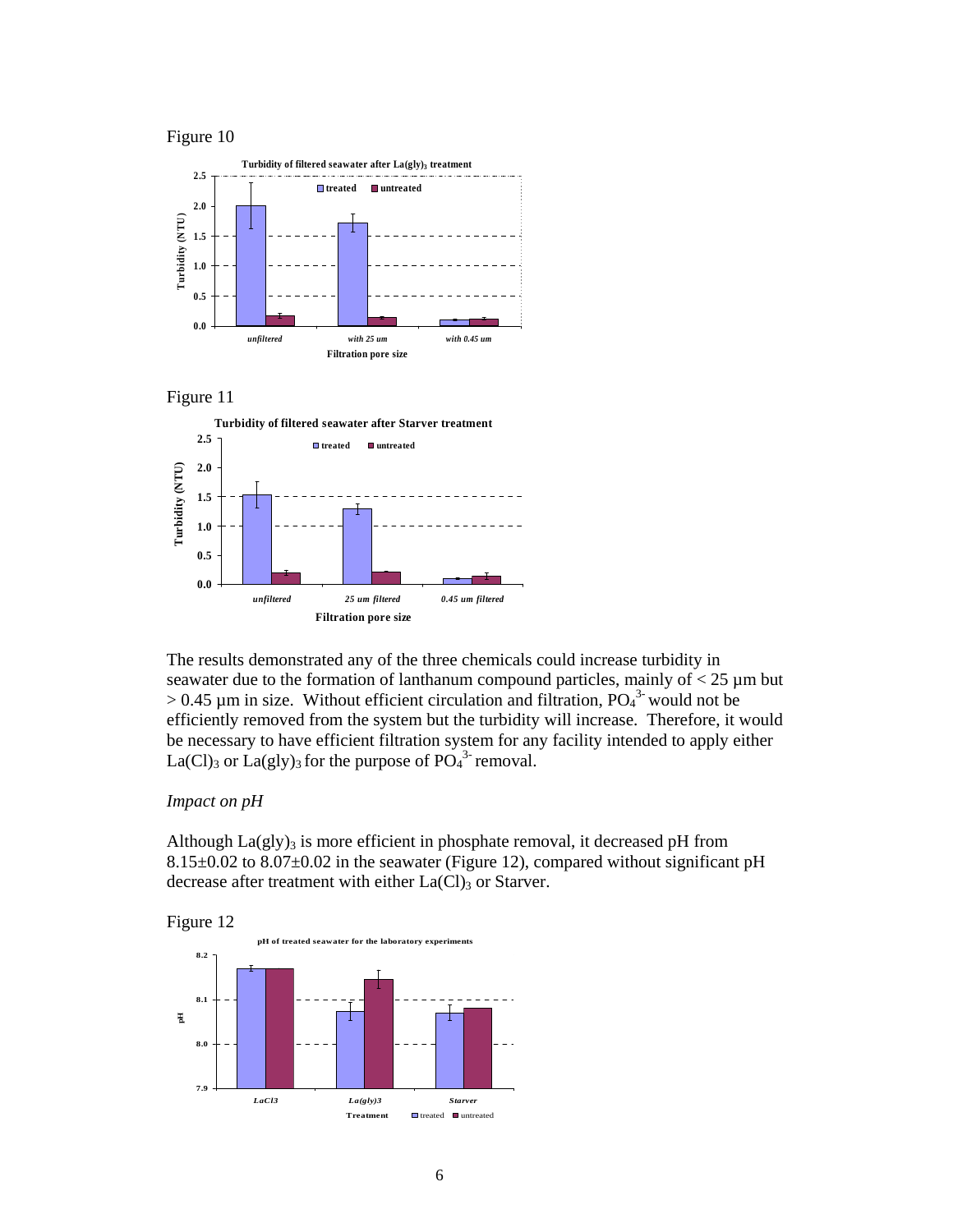Figure 10

Figure 11

The results demonstrated any of the three chemicals could increase turbidity in seawater due to the formation of lanthanum compound particles, mainly of < 25 µm but > 0.45 µm in size. Without efficient circulation and filtration, $PO_4^{3-}$ would not be efficiently removed from the system but the turbidity will increase. Therefore, it would be necessary to have efficient filtration system for any facility intended to apply either $La(Cl)_3$ or $La(gly)_3$ for the purpose of $PO_4^{3-}$ removal.

*Impact on pH*

Although $La(gly)_3$ is more efficient in phosphate removal, it decreased pH from 8.15±0.02 to 8.07±0.02 in the seawater (Figure 12), compared without significant pH decrease after treatment with either $La(Cl)_3$ or Starver.

Figure 12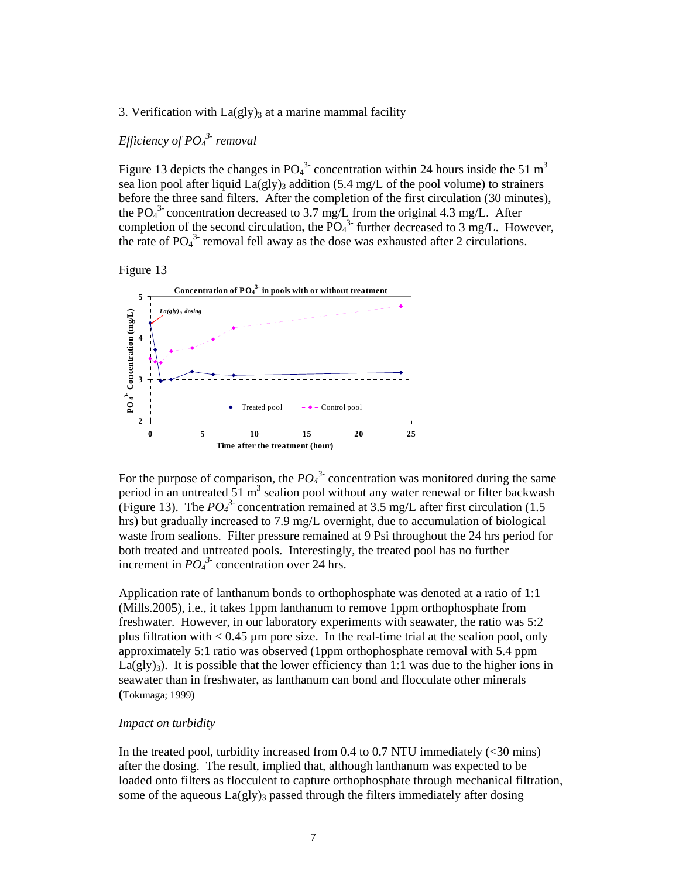3. Verification with $La(gly)_3$ at a marine mammal facility

*Efficiency of $PO_4^{3-}$ removal*

Figure 13 depicts the changes in $PO_4^{3-}$ concentration within 24 hours inside the 51 $m^3$ sea lion pool after liquid $La(gly)_3$ addition (5.4 mg/L of the pool volume) to strainers before the three sand filters. After the completion of the first circulation (30 minutes), the $PO_4^{3-}$ concentration decreased to 3.7 mg/L from the original 4.3 mg/L. After completion of the second circulation, the $PO_4^{3-}$ further decreased to 3 mg/L. However, the rate of $PO_4^{3-}$ removal fell away as the dose was exhausted after 2 circulations.

Figure 13

For the purpose of comparison, the $PO_4^{3-}$ concentration was monitored during the same period in an untreated 51 $m^3$ sealion pool without any water renewal or filter backwash (Figure 13). The $PO_4^{3-}$ concentration remained at 3.5 mg/L after first circulation (1.5 hrs) but gradually increased to 7.9 mg/L overnight, due to accumulation of biological waste from sealions. Filter pressure remained at 9 Psi throughout the 24 hrs period for both treated and untreated pools. Interestingly, the treated pool has no further increment in $PO_4^{3-}$ concentration over 24 hrs.

Application rate of lanthanum bonds to orthophosphate was denoted at a ratio of 1:1 (Mills.2005), i.e., it takes 1ppm lanthanum to remove 1ppm orthophosphate from freshwater. However, in our laboratory experiments with seawater, the ratio was 5:2 plus filtration with < 0.45 µm pore size. In the real-time trial at the sealion pool, only approximately 5:1 ratio was observed (1ppm orthophosphate removal with 5.4 ppm $La(gly)_3$). It is possible that the lower efficiency than 1:1 was due to the higher ions in seawater than in freshwater, as lanthanum can bond and flocculate other minerals (Tokunaga; 1999)

*Impact on turbidity*

In the treated pool, turbidity increased from 0.4 to 0.7 NTU immediately (<30 mins) after the dosing. The result, implied that, although lanthanum was expected to be loaded onto filters as flocculent to capture orthophosphate through mechanical filtration, some of the aqueous $La(gly)_3$ passed through the filters immediately after dosing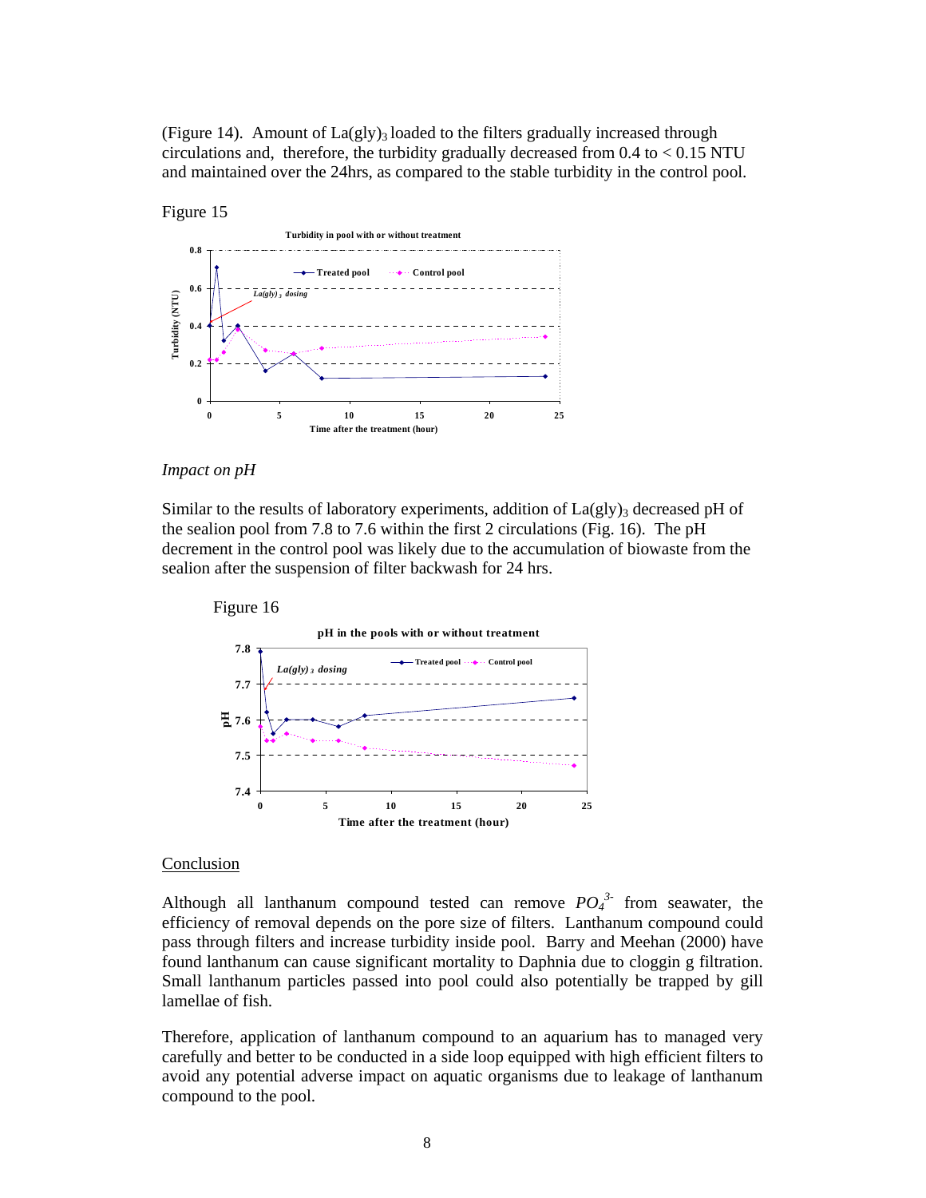(Figure 14). Amount of $La(gly)_3$ loaded to the filters gradually increased through circulations and, therefore, the turbidity gradually decreased from 0.4 to < 0.15 NTU and maintained over the 24hrs, as compared to the stable turbidity in the control pool.

Figure 15

*Impact on pH*

Similar to the results of laboratory experiments, addition of $La(gly)_3$ decreased pH of the sealion pool from 7.8 to 7.6 within the first 2 circulations (Fig. 16). The pH decrement in the control pool was likely due to the accumulation of biowaste from the sealion after the suspension of filter backwash for 24 hrs.

Figure 16

Conclusion

Although all lanthanum compound tested can remove $PO_4^{3-}$ from seawater, the efficiency of removal depends on the pore size of filters. Lanthanum compound could pass through filters and increase turbidity inside pool. Barry and Meehan (2000) have found lanthanum can cause significant mortality to Daphnia due to cloggin g filtration. Small lanthanum particles passed into pool could also potentially be trapped by gill lamellae of fish.

Therefore, application of lanthanum compound to an aquarium has to managed very carefully and better to be conducted in a side loop equipped with high efficient filters to avoid any potential adverse impact on aquatic organisms due to leakage of lanthanum compound to the pool.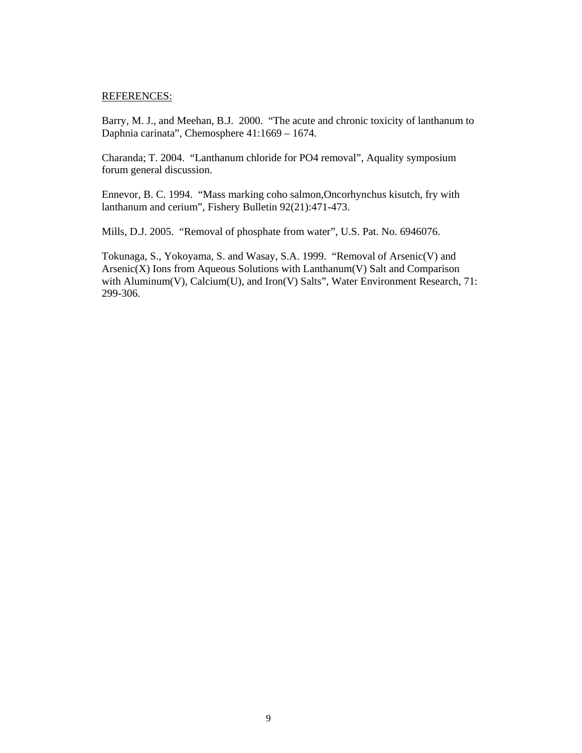REFERENCES:

Barry, M. J., and Meehan, B.J. 2000. "The acute and chronic toxicity of lanthanum to Daphnia carinata", Chemosphere 41:1669 – 1674.

Charanda; T. 2004. "Lanthanum chloride for PO4 removal", Aquality symposium forum general discussion.

Ennevor, B. C. 1994. "Mass marking coho salmon,Oncorhynchus kisutch, fry with lanthanum and cerium", Fishery Bulletin 92(21):471-473.

Mills, D.J. 2005. "Removal of phosphate from water", U.S. Pat. No. 6946076.

Tokunaga, S., Yokoyama, S. and Wasay, S.A. 1999. "Removal of Arsenic(V) and Arsenic(X) Ions from Aqueous Solutions with Lanthanum(V) Salt and Comparison with Aluminum(V), Calcium(U), and Iron(V) Salts", Water Environment Research, 71: 299-306.